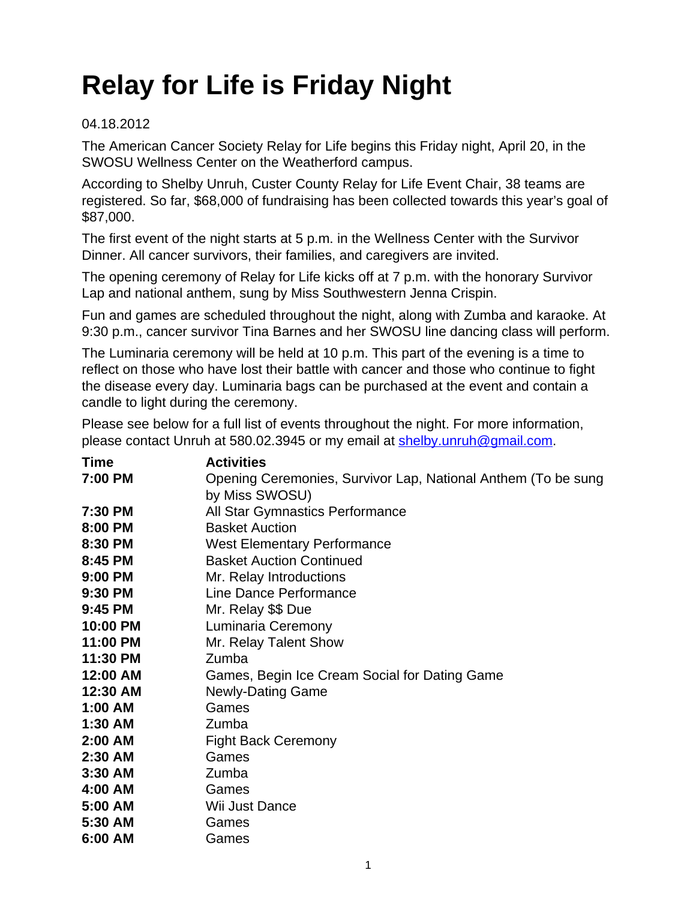# Relay for Life is Friday Night

04.18.2012

The American Cancer Society Relay for Life begins this Friday night, April 20, in the SWOSU Wellness Center on the Weatherford campus.

According to Shelby Unruh, Custer County Relay for Life Event Chair, 38 teams are registered. So far, $68,000 of fundraising has been collected towards this year's goal of $87,000.

The first event of the night starts at 5 p.m. in the Wellness Center with the Survivor Dinner. All cancer survivors, their families, and caregivers are invited.

The opening ceremony of Relay for Life kicks off at 7 p.m. with the honorary Survivor Lap and national anthem, sung by Miss Southwestern Jenna Crispin.

Fun and games are scheduled throughout the night, along with Zumba and karaoke. At 9:30 p.m., cancer survivor Tina Barnes and her SWOSU line dancing class will perform.

The Luminaria ceremony will be held at 10 p.m. This part of the evening is a time to reflect on those who have lost their battle with cancer and those who continue to fight the disease every day. Luminaria bags can be purchased at the event and contain a candle to light during the ceremony.

Please see below for a full list of events throughout the night. For more information, please contact Unruh at 580.02.3945 or my email at [shelby.unruh@gmail.com](mailto:shelby.unruh@gmail.com).

| Time | Activities |
|---|---|
| **7:00 PM** | Opening Ceremonies, Survivor Lap, National Anthem (To be sung by Miss SWOSU) |
| **7:30 PM** | All Star Gymnastics Performance |
| **8:00 PM** | Basket Auction |
| **8:30 PM** | West Elementary Performance |
| **8:45 PM** | Basket Auction Continued |
| **9:00 PM** | Mr. Relay Introductions |
| **9:30 PM** | Line Dance Performance |
| **9:45 PM** | Mr. Relay $$ Due |
| **10:00 PM** | Luminaria Ceremony |
| **11:00 PM** | Mr. Relay Talent Show |
| **11:30 PM** | Zumba |
| **12:00 AM** | Games, Begin Ice Cream Social for Dating Game |
| **12:30 AM** | Newly-Dating Game |
| **1:00 AM** | Games |
| **1:30 AM** | Zumba |
| **2:00 AM** | Fight Back Ceremony |
| **2:30 AM** | Games |
| **3:30 AM** | Zumba |
| **4:00 AM** | Games |
| **5:00 AM** | Wii Just Dance |
| **5:30 AM** | Games |
| **6:00 AM** | Games |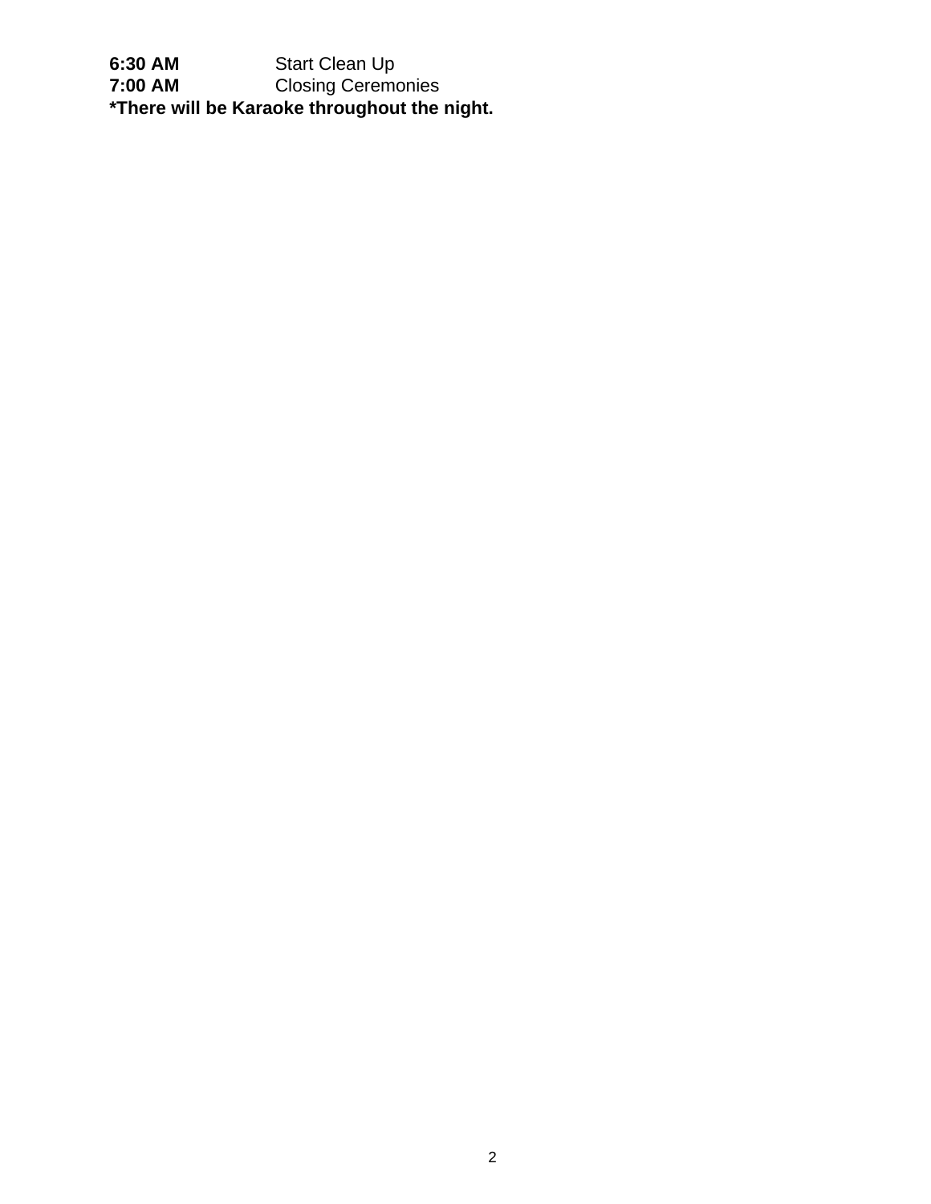**6:30 AM** Start Clean Up
**7:00 AM** Closing Ceremonies
**\*There will be Karaoke throughout the night.**

**6:30 AM** Start Clean Up
**7:00 AM** Closing Ceremonies
***There will be Karaoke throughout the night.**